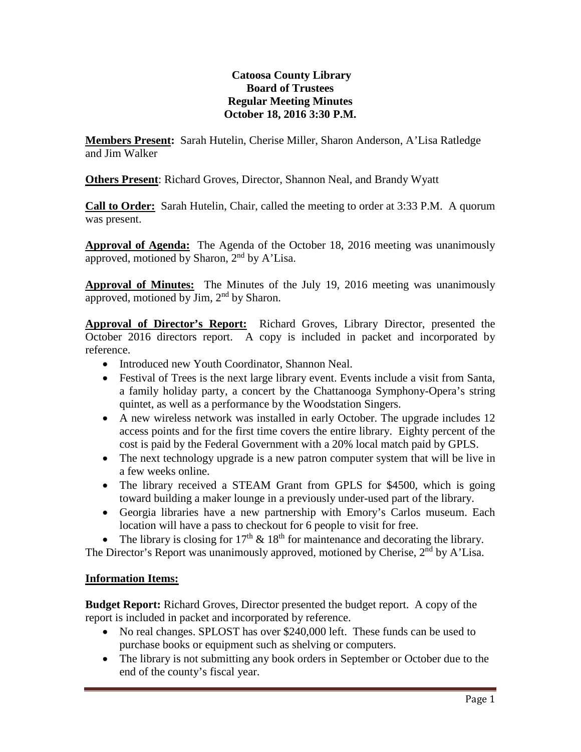**Catoosa County Library**
**Board of Trustees**
**Regular Meeting Minutes**
**October 18, 2016 3:30 P.M.**

**Members Present:** Sarah Hutelin, Cherise Miller, Sharon Anderson, A'Lisa Ratledge and Jim Walker

**Others Present**: Richard Groves, Director, Shannon Neal, and Brandy Wyatt

**Call to Order:** Sarah Hutelin, Chair, called the meeting to order at 3:33 P.M. A quorum was present.

**Approval of Agenda:** The Agenda of the October 18, 2016 meeting was unanimously approved, motioned by Sharon, 2nd by A'Lisa.

**Approval of Minutes:** The Minutes of the July 19, 2016 meeting was unanimously approved, motioned by Jim, 2nd by Sharon.

**Approval of Director's Report:** Richard Groves, Library Director, presented the October 2016 directors report. A copy is included in packet and incorporated by reference.

- Introduced new Youth Coordinator, Shannon Neal.
- Festival of Trees is the next large library event. Events include a visit from Santa, a family holiday party, a concert by the Chattanooga Symphony-Opera's string quintet, as well as a performance by the Woodstation Singers.
- A new wireless network was installed in early October. The upgrade includes 12 access points and for the first time covers the entire library. Eighty percent of the cost is paid by the Federal Government with a 20% local match paid by GPLS.
- The next technology upgrade is a new patron computer system that will be live in a few weeks online.
- The library received a STEAM Grant from GPLS for $4500, which is going toward building a maker lounge in a previously under-used part of the library.
- Georgia libraries have a new partnership with Emory's Carlos museum. Each location will have a pass to checkout for 6 people to visit for free.
- The library is closing for 17th & 18th for maintenance and decorating the library.

The Director's Report was unanimously approved, motioned by Cherise, 2nd by A'Lisa.

**Information Items:**

**Budget Report:** Richard Groves, Director presented the budget report. A copy of the report is included in packet and incorporated by reference.

- No real changes. SPLOST has over $240,000 left. These funds can be used to purchase books or equipment such as shelving or computers.
- The library is not submitting any book orders in September or October due to the end of the county's fiscal year.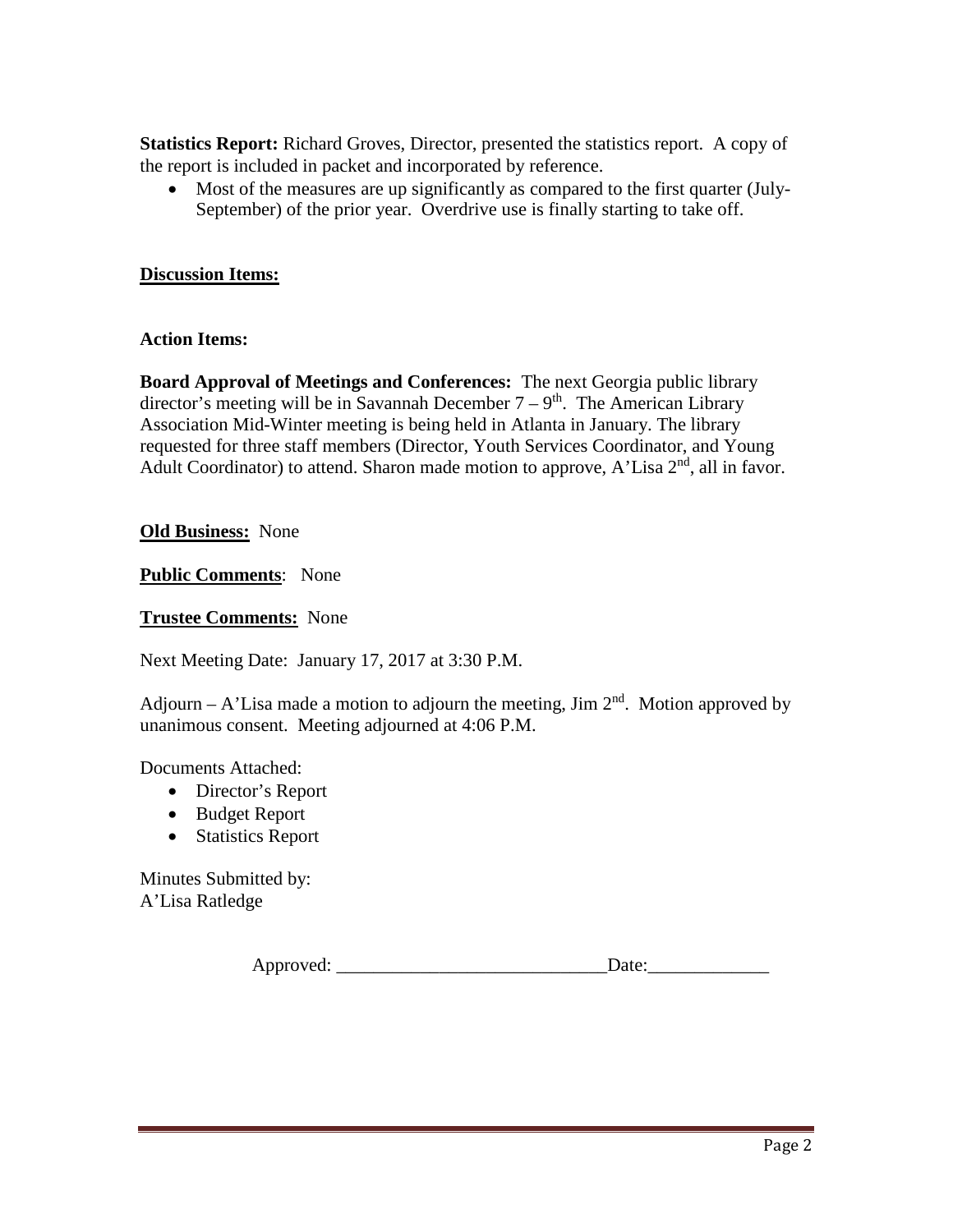**Statistics Report:** Richard Groves, Director, presented the statistics report. A copy of the report is included in packet and incorporated by reference.

- Most of the measures are up significantly as compared to the first quarter (July-September) of the prior year. Overdrive use is finally starting to take off.

**Discussion Items:**

**Action Items:**

**Board Approval of Meetings and Conferences:** The next Georgia public library director's meeting will be in Savannah December 7 – 9th. The American Library Association Mid-Winter meeting is being held in Atlanta in January. The library requested for three staff members (Director, Youth Services Coordinator, and Young Adult Coordinator) to attend. Sharon made motion to approve, A'Lisa 2nd, all in favor.

**Old Business:** None

**Public Comments**: None

**Trustee Comments:** None

Next Meeting Date: January 17, 2017 at 3:30 P.M.

Adjourn – A'Lisa made a motion to adjourn the meeting, Jim 2nd. Motion approved by unanimous consent. Meeting adjourned at 4:06 P.M.

Documents Attached:

- Director's Report
- Budget Report
- Statistics Report

Minutes Submitted by:
A'Lisa Ratledge

Approved: ____________________________ Date:_____________